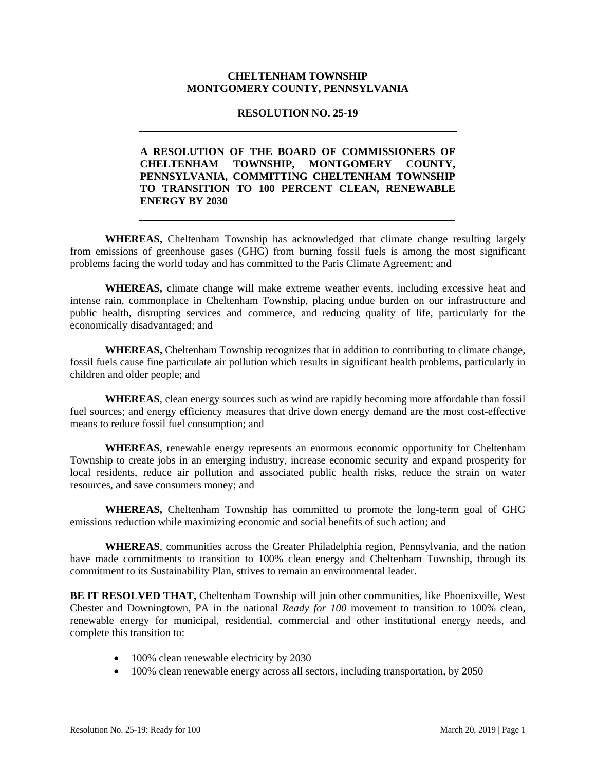**CHELTENHAM TOWNSHIP**
**MONTGOMERY COUNTY, PENNSYLVANIA**

**RESOLUTION NO. 25-19**

---

**A RESOLUTION OF THE BOARD OF COMMISSIONERS OF CHELTENHAM TOWNSHIP, MONTGOMERY COUNTY, PENNSYLVANIA, COMMITTING CHELTENHAM TOWNSHIP TO TRANSITION TO 100 PERCENT CLEAN, RENEWABLE ENERGY BY 2030**

---

**WHEREAS,** Cheltenham Township has acknowledged that climate change resulting largely from emissions of greenhouse gases (GHG) from burning fossil fuels is among the most significant problems facing the world today and has committed to the Paris Climate Agreement; and

**WHEREAS,** climate change will make extreme weather events, including excessive heat and intense rain, commonplace in Cheltenham Township, placing undue burden on our infrastructure and public health, disrupting services and commerce, and reducing quality of life, particularly for the economically disadvantaged; and

**WHEREAS,** Cheltenham Township recognizes that in addition to contributing to climate change, fossil fuels cause fine particulate air pollution which results in significant health problems, particularly in children and older people; and

**WHEREAS**, clean energy sources such as wind are rapidly becoming more affordable than fossil fuel sources; and energy efficiency measures that drive down energy demand are the most cost-effective means to reduce fossil fuel consumption; and

**WHEREAS**, renewable energy represents an enormous economic opportunity for Cheltenham Township to create jobs in an emerging industry, increase economic security and expand prosperity for local residents, reduce air pollution and associated public health risks, reduce the strain on water resources, and save consumers money; and

**WHEREAS,** Cheltenham Township has committed to promote the long-term goal of GHG emissions reduction while maximizing economic and social benefits of such action; and

**WHEREAS**, communities across the Greater Philadelphia region, Pennsylvania, and the nation have made commitments to transition to 100% clean energy and Cheltenham Township, through its commitment to its Sustainability Plan, strives to remain an environmental leader.

**BE IT RESOLVED THAT,** Cheltenham Township will join other communities, like Phoenixville, West Chester and Downingtown, PA in the national *Ready for 100* movement to transition to 100% clean, renewable energy for municipal, residential, commercial and other institutional energy needs, and complete this transition to:

- 100% clean renewable electricity by 2030
- 100% clean renewable energy across all sectors, including transportation, by 2050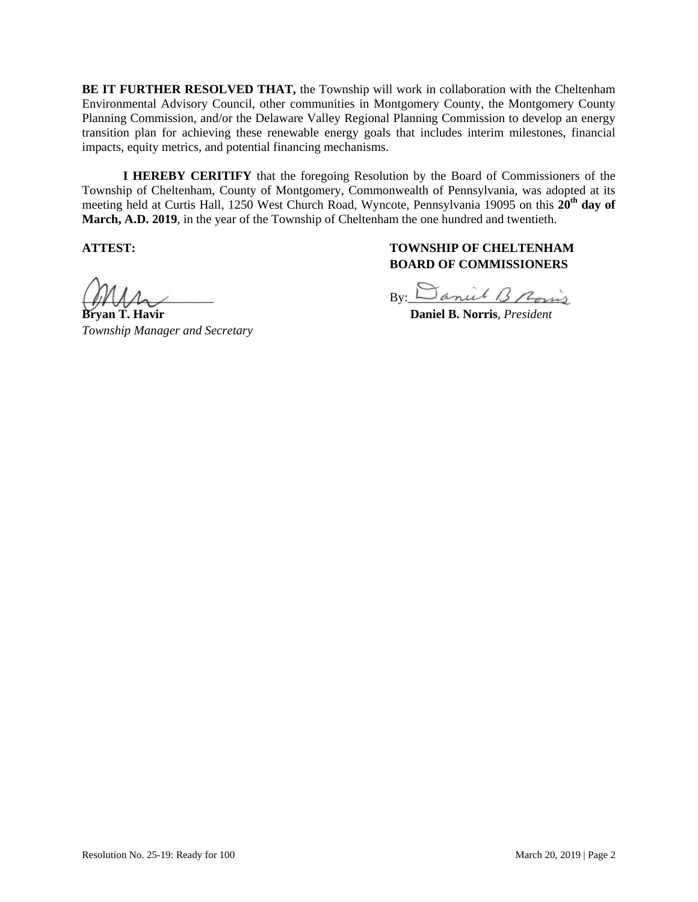**BE IT FURTHER RESOLVED THAT,** the Township will work in collaboration with the Cheltenham Environmental Advisory Council, other communities in Montgomery County, the Montgomery County Planning Commission, and/or the Delaware Valley Regional Planning Commission to develop an energy transition plan for achieving these renewable energy goals that includes interim milestones, financial impacts, equity metrics, and potential financing mechanisms.

**I HEREBY CERITIFY** that the foregoing Resolution by the Board of Commissioners of the Township of Cheltenham, County of Montgomery, Commonwealth of Pennsylvania, was adopted at its meeting held at Curtis Hall, 1250 West Church Road, Wyncote, Pennsylvania 19095 on this **20th day of March, A.D. 2019**, in the year of the Township of Cheltenham the one hundred and twentieth.

**ATTEST:**

___________________
**Bryan T. Havir**
*Township Manager and Secretary*

**TOWNSHIP OF CHELTENHAM**
**BOARD OF COMMISSIONERS**

By:___________________
**Daniel B. Norris**, *President*